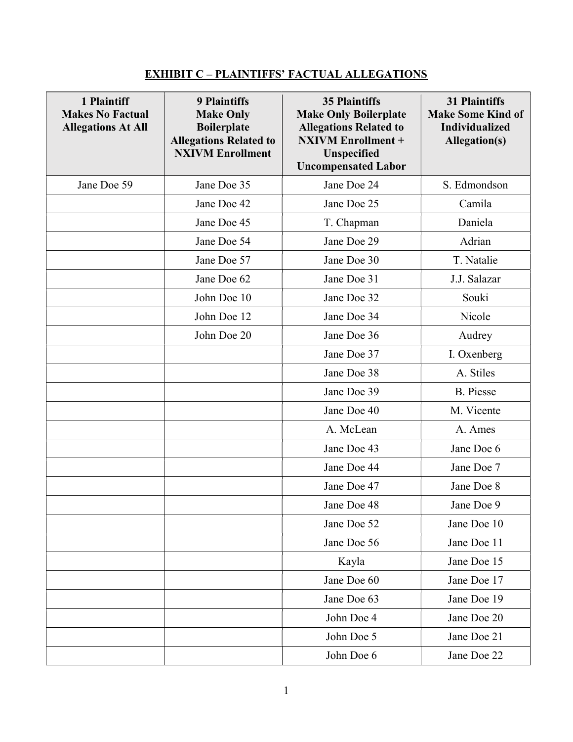## EXHIBIT C – PLAINTIFFS' FACTUAL ALLEGATIONS

| 1 Plaintiff Makes No Factual Allegations At All | 9 Plaintiffs Make Only Boilerplate Allegations Related to NXIVM Enrollment | 35 Plaintiffs Make Only Boilerplate Allegations Related to NXIVM Enrollment + Unspecified Uncompensated Labor | 31 Plaintiffs Make Some Kind of Individualized Allegation(s) |
|---|---|---|---|
| Jane Doe 59 | Jane Doe 35 | Jane Doe 24 | S. Edmondson |
| | Jane Doe 42 | Jane Doe 25 | Camila |
| | Jane Doe 45 | T. Chapman | Daniela |
| | Jane Doe 54 | Jane Doe 29 | Adrian |
| | Jane Doe 57 | Jane Doe 30 | T. Natalie |
| | Jane Doe 62 | Jane Doe 31 | J.J. Salazar |
| | John Doe 10 | Jane Doe 32 | Souki |
| | John Doe 12 | Jane Doe 34 | Nicole |
| | John Doe 20 | Jane Doe 36 | Audrey |
| | | Jane Doe 37 | I. Oxenberg |
| | | Jane Doe 38 | A. Stiles |
| | | Jane Doe 39 | B. Piesse |
| | | Jane Doe 40 | M. Vicente |
| | | A. McLean | A. Ames |
| | | Jane Doe 43 | Jane Doe 6 |
| | | Jane Doe 44 | Jane Doe 7 |
| | | Jane Doe 47 | Jane Doe 8 |
| | | Jane Doe 48 | Jane Doe 9 |
| | | Jane Doe 52 | Jane Doe 10 |
| | | Jane Doe 56 | Jane Doe 11 |
| | | Kayla | Jane Doe 15 |
| | | Jane Doe 60 | Jane Doe 17 |
| | | Jane Doe 63 | Jane Doe 19 |
| | | John Doe 4 | Jane Doe 20 |
| | | John Doe 5 | Jane Doe 21 |
| | | John Doe 6 | Jane Doe 22 |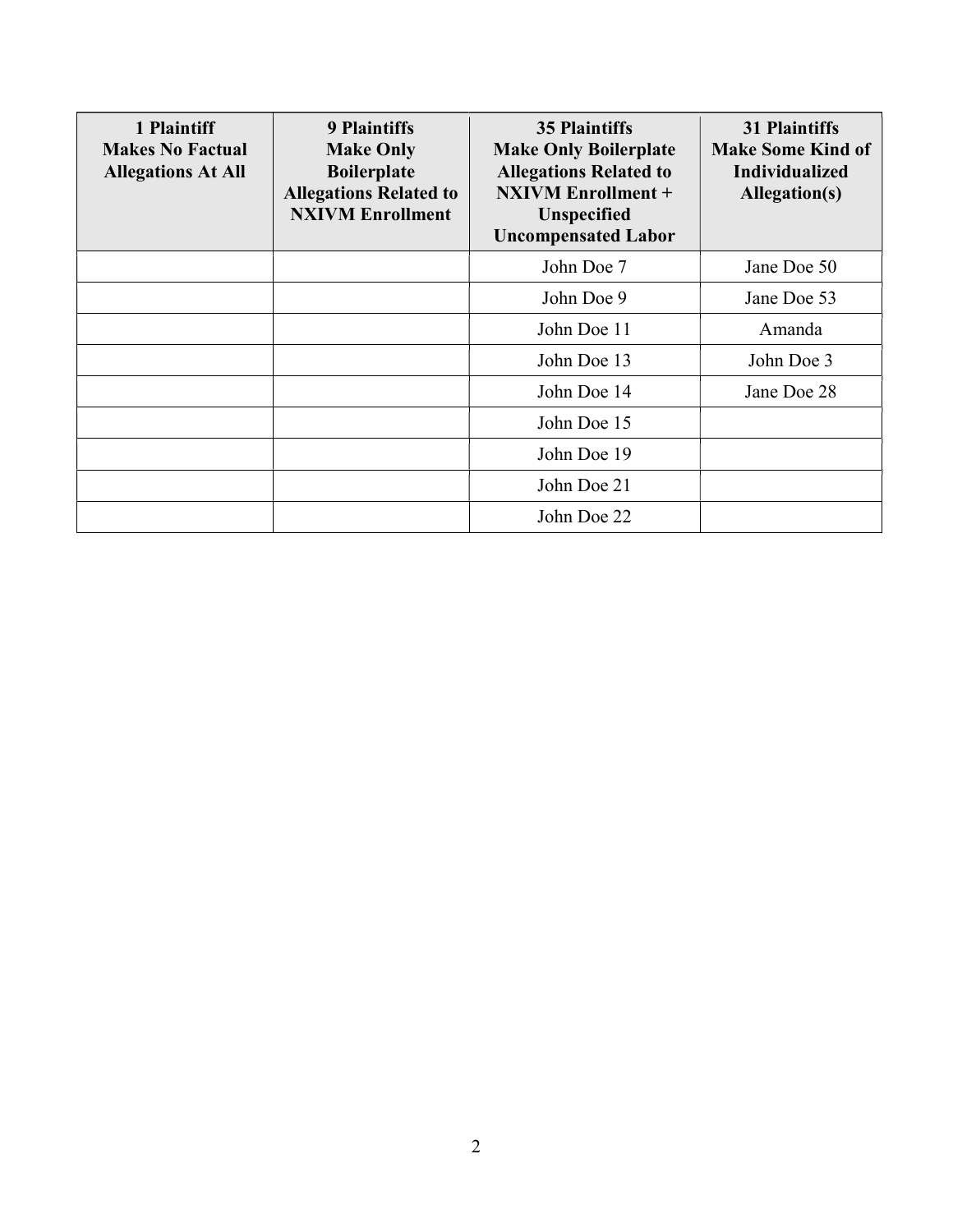| 1 Plaintiff Makes No Factual Allegations At All | 9 Plaintiffs Make Only Boilerplate Allegations Related to NXIVM Enrollment | 35 Plaintiffs Make Only Boilerplate Allegations Related to NXIVM Enrollment + Unspecified Uncompensated Labor | 31 Plaintiffs Make Some Kind of Individualized Allegation(s) |
|---|---|---|---|
| | | John Doe 7 | Jane Doe 50 |
| | | John Doe 9 | Jane Doe 53 |
| | | John Doe 11 | Amanda |
| | | John Doe 13 | John Doe 3 |
| | | John Doe 14 | Jane Doe 28 |
| | | John Doe 15 | |
| | | John Doe 19 | |
| | | John Doe 21 | |
| | | John Doe 22 | |